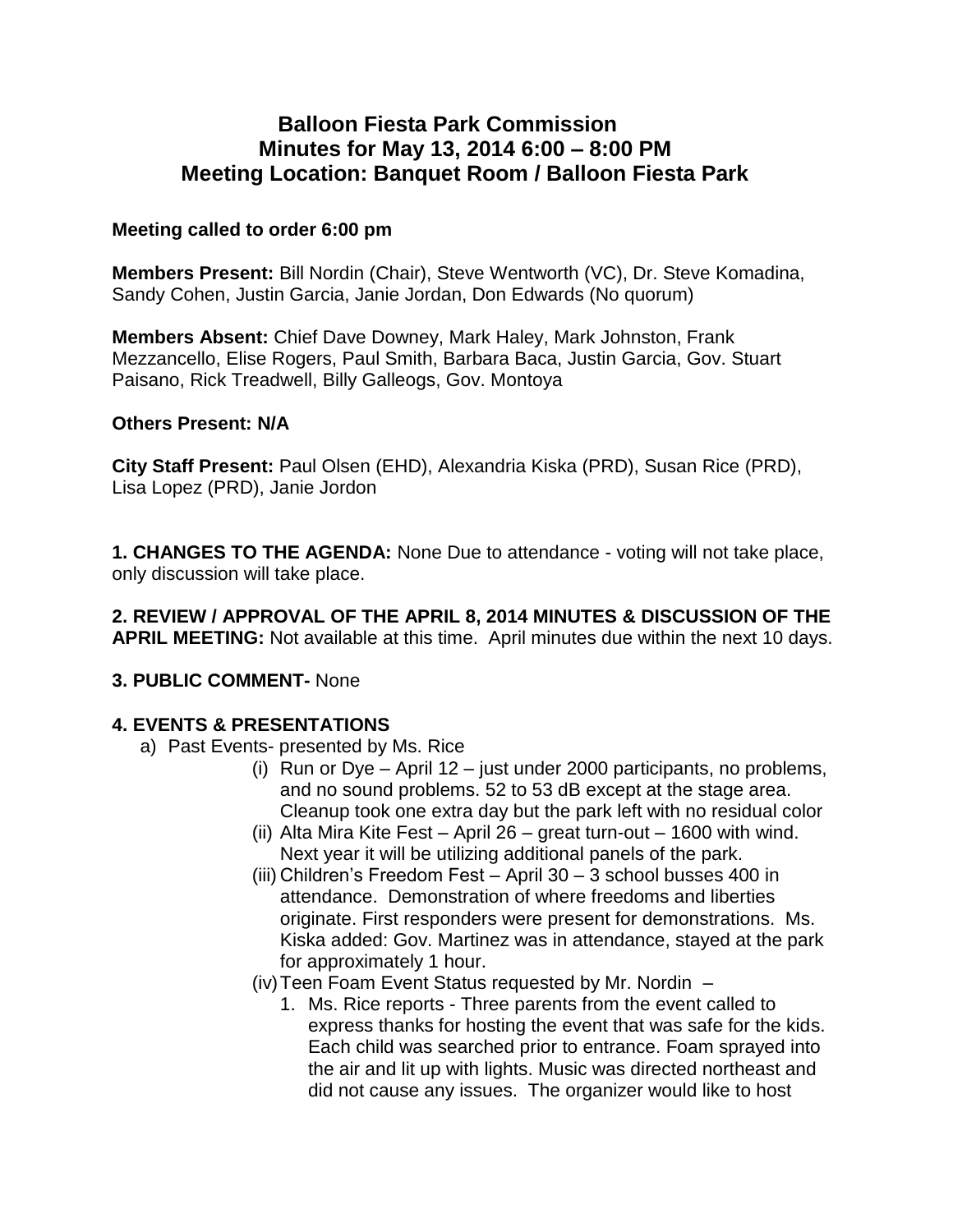# Balloon Fiesta Park Commission
## Minutes for May 13, 2014 6:00 – 8:00 PM
## Meeting Location: Banquet Room / Balloon Fiesta Park

**Meeting called to order 6:00 pm**

**Members Present:** Bill Nordin (Chair), Steve Wentworth (VC), Dr. Steve Komadina, Sandy Cohen, Justin Garcia, Janie Jordan, Don Edwards (No quorum)

**Members Absent:** Chief Dave Downey, Mark Haley, Mark Johnston, Frank Mezzancello, Elise Rogers, Paul Smith, Barbara Baca, Justin Garcia, Gov. Stuart Paisano, Rick Treadwell, Billy Galleogs, Gov. Montoya

**Others Present: N/A**

**City Staff Present:** Paul Olsen (EHD), Alexandria Kiska (PRD), Susan Rice (PRD), Lisa Lopez (PRD), Janie Jordon

**1. CHANGES TO THE AGENDA:** None Due to attendance - voting will not take place, only discussion will take place.

**2. REVIEW / APPROVAL OF THE APRIL 8, 2014 MINUTES & DISCUSSION OF THE APRIL MEETING:** Not available at this time. April minutes due within the next 10 days.

**3. PUBLIC COMMENT-** None

**4. EVENTS & PRESENTATIONS**

a) Past Events- presented by Ms. Rice

(i) Run or Dye – April 12 – just under 2000 participants, no problems, and no sound problems. 52 to 53 dB except at the stage area. Cleanup took one extra day but the park left with no residual color

(ii) Alta Mira Kite Fest – April 26 – great turn-out – 1600 with wind. Next year it will be utilizing additional panels of the park.

(iii) Children's Freedom Fest – April 30 – 3 school busses 400 in attendance. Demonstration of where freedoms and liberties originate. First responders were present for demonstrations. Ms. Kiska added: Gov. Martinez was in attendance, stayed at the park for approximately 1 hour.

(iv) Teen Foam Event Status requested by Mr. Nordin –

1. Ms. Rice reports - Three parents from the event called to express thanks for hosting the event that was safe for the kids. Each child was searched prior to entrance. Foam sprayed into the air and lit up with lights. Music was directed northeast and did not cause any issues. The organizer would like to host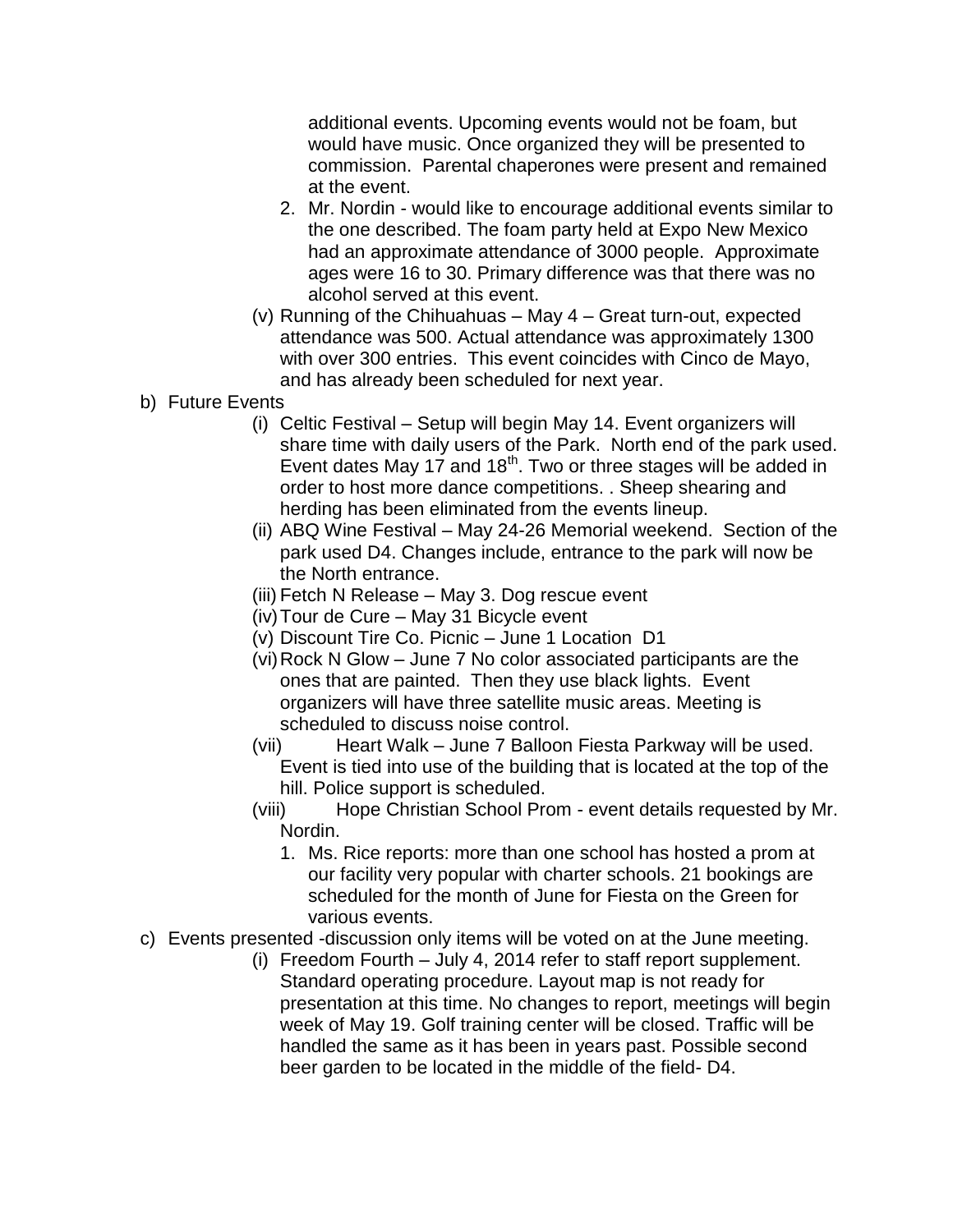additional events. Upcoming events would not be foam, but would have music. Once organized they will be presented to commission. Parental chaperones were present and remained at the event.

2. Mr. Nordin - would like to encourage additional events similar to the one described. The foam party held at Expo New Mexico had an approximate attendance of 3000 people. Approximate ages were 16 to 30. Primary difference was that there was no alcohol served at this event.

(v) Running of the Chihuahuas – May 4 – Great turn-out, expected attendance was 500. Actual attendance was approximately 1300 with over 300 entries. This event coincides with Cinco de Mayo, and has already been scheduled for next year.

b) Future Events

(i) Celtic Festival – Setup will begin May 14. Event organizers will share time with daily users of the Park. North end of the park used. Event dates May 17 and 18th. Two or three stages will be added in order to host more dance competitions. . Sheep shearing and herding has been eliminated from the events lineup.

(ii) ABQ Wine Festival – May 24-26 Memorial weekend. Section of the park used D4. Changes include, entrance to the park will now be the North entrance.

(iii) Fetch N Release – May 3. Dog rescue event

(iv) Tour de Cure – May 31 Bicycle event

(v) Discount Tire Co. Picnic – June 1 Location D1

(vi) Rock N Glow – June 7 No color associated participants are the ones that are painted. Then they use black lights. Event organizers will have three satellite music areas. Meeting is scheduled to discuss noise control.

(vii) Heart Walk – June 7 Balloon Fiesta Parkway will be used. Event is tied into use of the building that is located at the top of the hill. Police support is scheduled.

(viii) Hope Christian School Prom - event details requested by Mr. Nordin.

1. Ms. Rice reports: more than one school has hosted a prom at our facility very popular with charter schools. 21 bookings are scheduled for the month of June for Fiesta on the Green for various events.

c) Events presented -discussion only items will be voted on at the June meeting.

(i) Freedom Fourth – July 4, 2014 refer to staff report supplement. Standard operating procedure. Layout map is not ready for presentation at this time. No changes to report, meetings will begin week of May 19. Golf training center will be closed. Traffic will be handled the same as it has been in years past. Possible second beer garden to be located in the middle of the field- D4.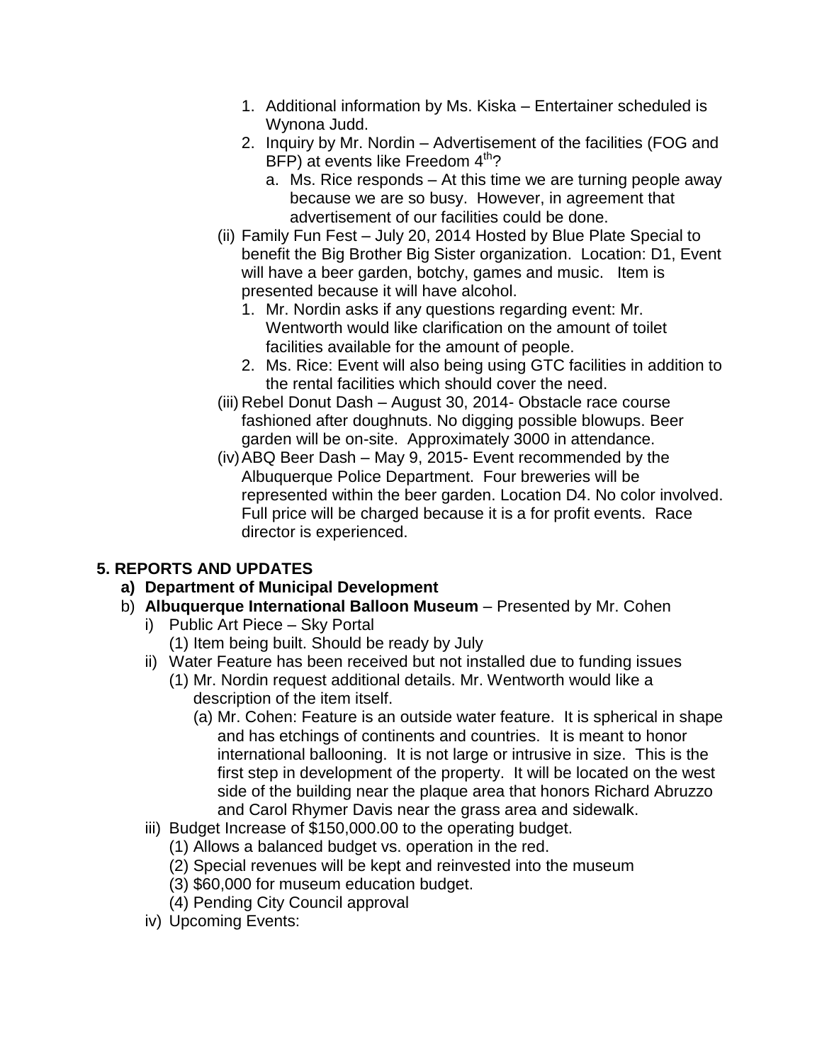1. Additional information by Ms. Kiska – Entertainer scheduled is Wynona Judd.
2. Inquiry by Mr. Nordin – Advertisement of the facilities (FOG and BFP) at events like Freedom 4th?
   a. Ms. Rice responds – At this time we are turning people away because we are so busy. However, in agreement that advertisement of our facilities could be done.

(ii) Family Fun Fest – July 20, 2014 Hosted by Blue Plate Special to benefit the Big Brother Big Sister organization. Location: D1, Event will have a beer garden, botchy, games and music. Item is presented because it will have alcohol.

1. Mr. Nordin asks if any questions regarding event: Mr. Wentworth would like clarification on the amount of toilet facilities available for the amount of people.
2. Ms. Rice: Event will also being using GTC facilities in addition to the rental facilities which should cover the need.

(iii) Rebel Donut Dash – August 30, 2014- Obstacle race course fashioned after doughnuts. No digging possible blowups. Beer garden will be on-site. Approximately 3000 in attendance.

(iv) ABQ Beer Dash – May 9, 2015- Event recommended by the Albuquerque Police Department. Four breweries will be represented within the beer garden. Location D4. No color involved. Full price will be charged because it is a for profit events. Race director is experienced.

## 5. REPORTS AND UPDATES

**a) Department of Municipal Development**

b) **Albuquerque International Balloon Museum** – Presented by Mr. Cohen

i) Public Art Piece – Sky Portal
   (1) Item being built. Should be ready by July

ii) Water Feature has been received but not installed due to funding issues
   (1) Mr. Nordin request additional details. Mr. Wentworth would like a description of the item itself.
      (a) Mr. Cohen: Feature is an outside water feature. It is spherical in shape and has etchings of continents and countries. It is meant to honor international ballooning. It is not large or intrusive in size. This is the first step in development of the property. It will be located on the west side of the building near the plaque area that honors Richard Abruzzo and Carol Rhymer Davis near the grass area and sidewalk.

iii) Budget Increase of $150,000.00 to the operating budget.
   (1) Allows a balanced budget vs. operation in the red.
   (2) Special revenues will be kept and reinvested into the museum
   (3) $60,000 for museum education budget.
   (4) Pending City Council approval

iv) Upcoming Events: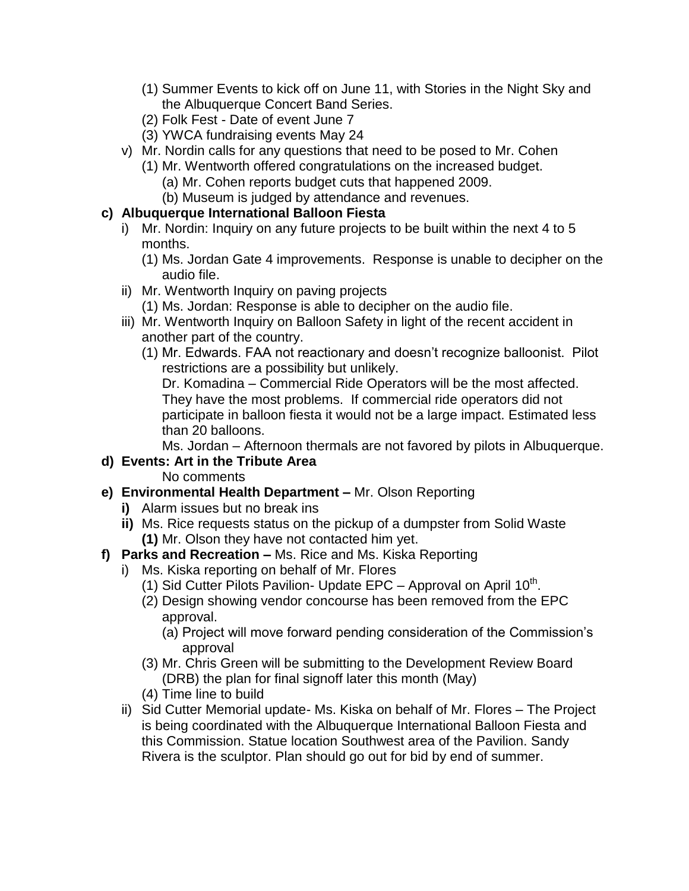(1) Summer Events to kick off on June 11, with Stories in the Night Sky and the Albuquerque Concert Band Series.
(2) Folk Fest - Date of event June 7
(3) YWCA fundraising events May 24

v) Mr. Nordin calls for any questions that need to be posed to Mr. Cohen
   (1) Mr. Wentworth offered congratulations on the increased budget.
      (a) Mr. Cohen reports budget cuts that happened 2009.
      (b) Museum is judged by attendance and revenues.

**c) Albuquerque International Balloon Fiesta**

i) Mr. Nordin: Inquiry on any future projects to be built within the next 4 to 5 months.
   (1) Ms. Jordan Gate 4 improvements. Response is unable to decipher on the audio file.

ii) Mr. Wentworth Inquiry on paving projects
   (1) Ms. Jordan: Response is able to decipher on the audio file.

iii) Mr. Wentworth Inquiry on Balloon Safety in light of the recent accident in another part of the country.
   (1) Mr. Edwards. FAA not reactionary and doesn't recognize balloonist. Pilot restrictions are a possibility but unlikely.
   Dr. Komadina – Commercial Ride Operators will be the most affected. They have the most problems. If commercial ride operators did not participate in balloon fiesta it would not be a large impact. Estimated less than 20 balloons.
   Ms. Jordan – Afternoon thermals are not favored by pilots in Albuquerque.

**d) Events: Art in the Tribute Area**

No comments

**e) Environmental Health Department –** Mr. Olson Reporting

**i)** Alarm issues but no break ins

**ii)** Ms. Rice requests status on the pickup of a dumpster from Solid Waste
   **(1)** Mr. Olson they have not contacted him yet.

**f) Parks and Recreation –** Ms. Rice and Ms. Kiska Reporting

i) Ms. Kiska reporting on behalf of Mr. Flores
   (1) Sid Cutter Pilots Pavilion- Update EPC – Approval on April 10th.
   (2) Design showing vendor concourse has been removed from the EPC approval.
      (a) Project will move forward pending consideration of the Commission's approval
   (3) Mr. Chris Green will be submitting to the Development Review Board (DRB) the plan for final signoff later this month (May)
   (4) Time line to build

ii) Sid Cutter Memorial update- Ms. Kiska on behalf of Mr. Flores – The Project is being coordinated with the Albuquerque International Balloon Fiesta and this Commission. Statue location Southwest area of the Pavilion. Sandy Rivera is the sculptor. Plan should go out for bid by end of summer.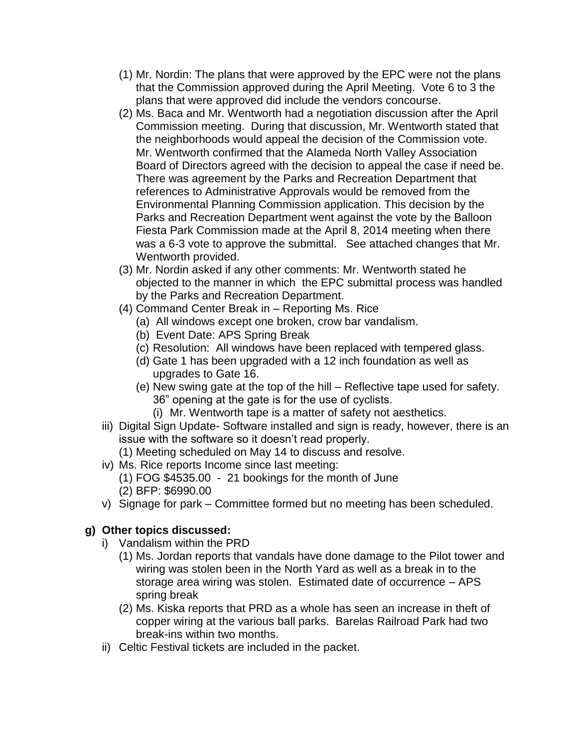(1) Mr. Nordin: The plans that were approved by the EPC were not the plans that the Commission approved during the April Meeting. Vote 6 to 3 the plans that were approved did include the vendors concourse.

(2) Ms. Baca and Mr. Wentworth had a negotiation discussion after the April Commission meeting. During that discussion, Mr. Wentworth stated that the neighborhoods would appeal the decision of the Commission vote. Mr. Wentworth confirmed that the Alameda North Valley Association Board of Directors agreed with the decision to appeal the case if need be. There was agreement by the Parks and Recreation Department that references to Administrative Approvals would be removed from the Environmental Planning Commission application. This decision by the Parks and Recreation Department went against the vote by the Balloon Fiesta Park Commission made at the April 8, 2014 meeting when there was a 6-3 vote to approve the submittal. See attached changes that Mr. Wentworth provided.

(3) Mr. Nordin asked if any other comments: Mr. Wentworth stated he objected to the manner in which the EPC submittal process was handled by the Parks and Recreation Department.

(4) Command Center Break in – Reporting Ms. Rice
   - (a) All windows except one broken, crow bar vandalism.
   - (b) Event Date: APS Spring Break
   - (c) Resolution: All windows have been replaced with tempered glass.
   - (d) Gate 1 has been upgraded with a 12 inch foundation as well as upgrades to Gate 16.
   - (e) New swing gate at the top of the hill – Reflective tape used for safety. 36" opening at the gate is for the use of cyclists.
     - (i) Mr. Wentworth tape is a matter of safety not aesthetics.

iii) Digital Sign Update- Software installed and sign is ready, however, there is an issue with the software so it doesn't read properly.
   - (1) Meeting scheduled on May 14 to discuss and resolve.

iv) Ms. Rice reports Income since last meeting:
   - (1) FOG $4535.00 - 21 bookings for the month of June
   - (2) BFP: $6990.00

v) Signage for park – Committee formed but no meeting has been scheduled.

**g) Other topics discussed:**

i) Vandalism within the PRD
   - (1) Ms. Jordan reports that vandals have done damage to the Pilot tower and wiring was stolen been in the North Yard as well as a break in to the storage area wiring was stolen. Estimated date of occurrence – APS spring break
   - (2) Ms. Kiska reports that PRD as a whole has seen an increase in theft of copper wiring at the various ball parks. Barelas Railroad Park had two break-ins within two months.

ii) Celtic Festival tickets are included in the packet.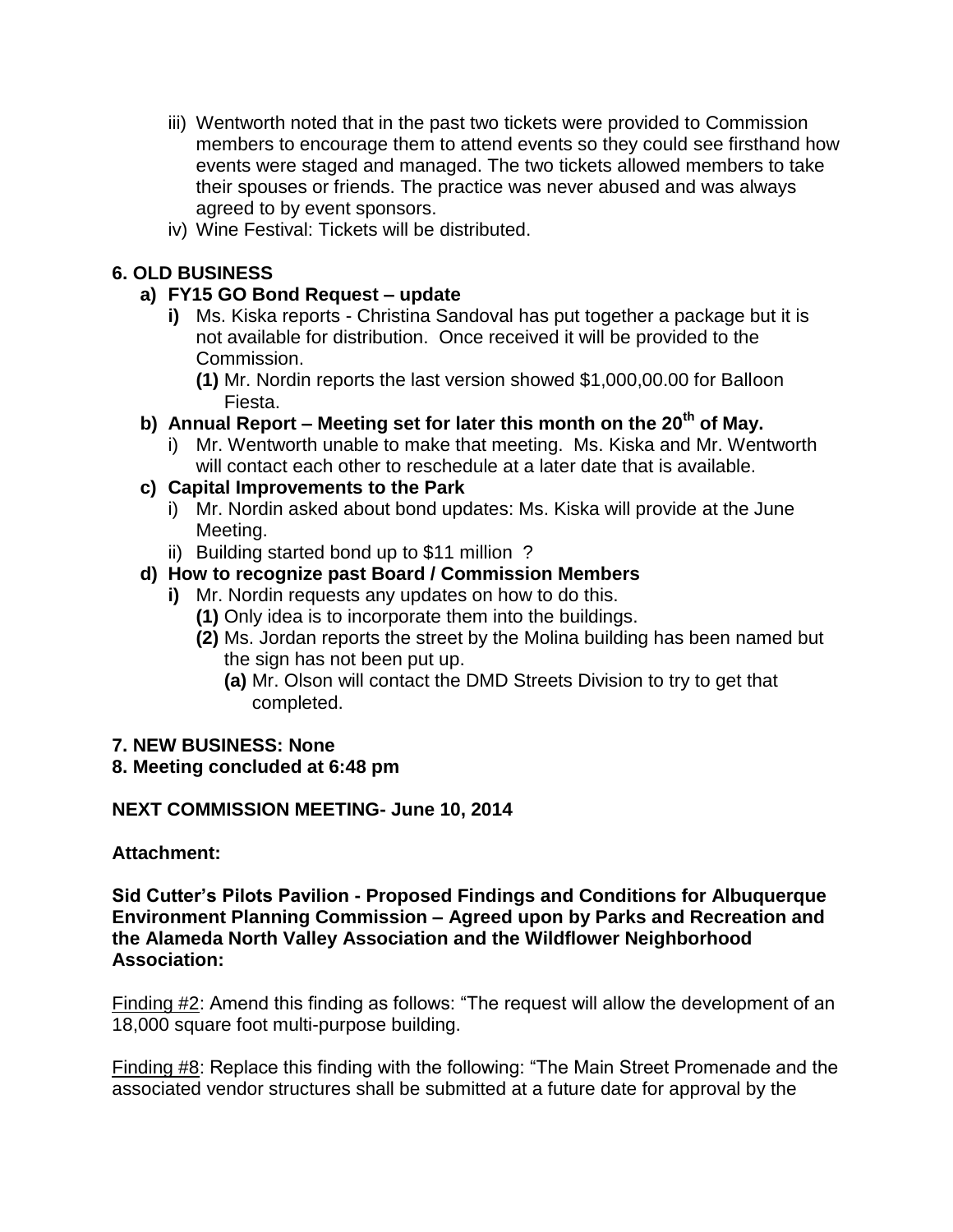iii) Wentworth noted that in the past two tickets were provided to Commission members to encourage them to attend events so they could see firsthand how events were staged and managed. The two tickets allowed members to take their spouses or friends. The practice was never abused and was always agreed to by event sponsors.

iv) Wine Festival: Tickets will be distributed.

**6. OLD BUSINESS**

**a) FY15 GO Bond Request – update**

- **i)** Ms. Kiska reports - Christina Sandoval has put together a package but it is not available for distribution. Once received it will be provided to the Commission.
  - **(1)** Mr. Nordin reports the last version showed $1,000,00.00 for Balloon Fiesta.

**b) Annual Report – Meeting set for later this month on the 20th of May.**

- i) Mr. Wentworth unable to make that meeting. Ms. Kiska and Mr. Wentworth will contact each other to reschedule at a later date that is available.

**c) Capital Improvements to the Park**

- i) Mr. Nordin asked about bond updates: Ms. Kiska will provide at the June Meeting.
- ii) Building started bond up to $11 million ?

**d) How to recognize past Board / Commission Members**

- **i)** Mr. Nordin requests any updates on how to do this.
  - **(1)** Only idea is to incorporate them into the buildings.
  - **(2)** Ms. Jordan reports the street by the Molina building has been named but the sign has not been put up.
    - **(a)** Mr. Olson will contact the DMD Streets Division to try to get that completed.

**7. NEW BUSINESS: None**

**8. Meeting concluded at 6:48 pm**

**NEXT COMMISSION MEETING- June 10, 2014**

**Attachment:**

**Sid Cutter's Pilots Pavilion - Proposed Findings and Conditions for Albuquerque Environment Planning Commission – Agreed upon by Parks and Recreation and the Alameda North Valley Association and the Wildflower Neighborhood Association:**

Finding #2: Amend this finding as follows: "The request will allow the development of an 18,000 square foot multi-purpose building.

Finding #8: Replace this finding with the following: "The Main Street Promenade and the associated vendor structures shall be submitted at a future date for approval by the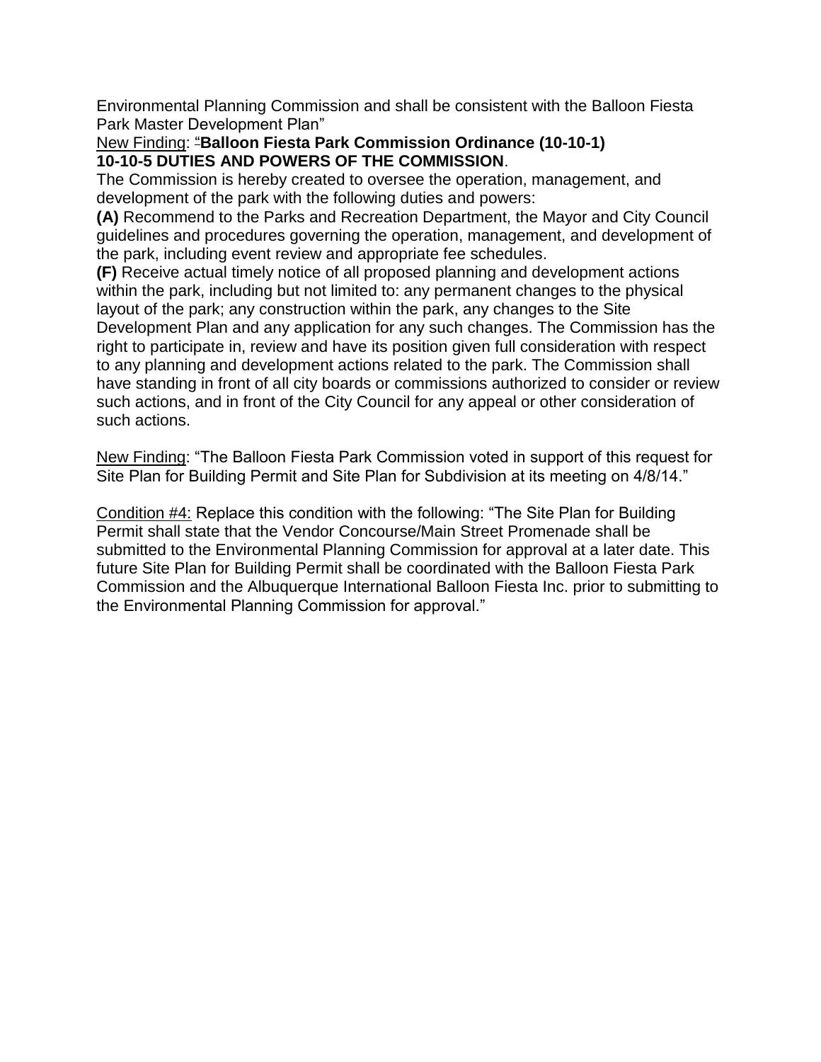Environmental Planning Commission and shall be consistent with the Balloon Fiesta Park Master Development Plan"

New Finding: "**Balloon Fiesta Park Commission Ordinance (10-10-1)**
**10-10-5 DUTIES AND POWERS OF THE COMMISSION**.

The Commission is hereby created to oversee the operation, management, and development of the park with the following duties and powers:

**(A)** Recommend to the Parks and Recreation Department, the Mayor and City Council guidelines and procedures governing the operation, management, and development of the park, including event review and appropriate fee schedules.

**(F)** Receive actual timely notice of all proposed planning and development actions within the park, including but not limited to: any permanent changes to the physical layout of the park; any construction within the park, any changes to the Site Development Plan and any application for any such changes. The Commission has the right to participate in, review and have its position given full consideration with respect to any planning and development actions related to the park. The Commission shall have standing in front of all city boards or commissions authorized to consider or review such actions, and in front of the City Council for any appeal or other consideration of such actions.

New Finding: "The Balloon Fiesta Park Commission voted in support of this request for Site Plan for Building Permit and Site Plan for Subdivision at its meeting on 4/8/14."

Condition #4: Replace this condition with the following: "The Site Plan for Building Permit shall state that the Vendor Concourse/Main Street Promenade shall be submitted to the Environmental Planning Commission for approval at a later date. This future Site Plan for Building Permit shall be coordinated with the Balloon Fiesta Park Commission and the Albuquerque International Balloon Fiesta Inc. prior to submitting to the Environmental Planning Commission for approval."